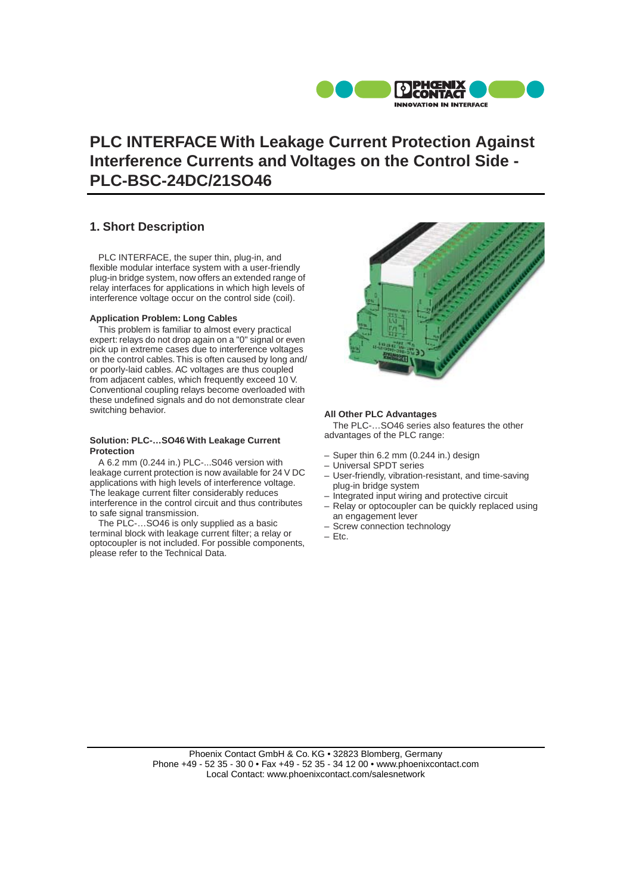# PLC INTERFACE With Leakage Current Protection Against Interference Currents and Voltages on the Control Side - PLC-BSC-24DC/21SO46

## 1. Short Description

PLC INTERFACE, the super thin, plug-in, and flexible modular interface system with a user-friendly plug-in bridge system, now offers an extended range of relay interfaces for applications in which high levels of interference voltage occur on the control side (coil).

**Application Problem: Long Cables**

This problem is familiar to almost every practical expert: relays do not drop again on a "0" signal or even pick up in extreme cases due to interference voltages on the control cables. This is often caused by long and/ or poorly-laid cables. AC voltages are thus coupled from adjacent cables, which frequently exceed 10 V. Conventional coupling relays become overloaded with these undefined signals and do not demonstrate clear switching behavior.

**Solution: PLC-…SO46 With Leakage Current Protection**

A 6.2 mm (0.244 in.) PLC-...S046 version with leakage current protection is now available for 24 V DC applications with high levels of interference voltage. The leakage current filter considerably reduces interference in the control circuit and thus contributes to safe signal transmission.

The PLC-…SO46 is only supplied as a basic terminal block with leakage current filter; a relay or optocoupler is not included. For possible components, please refer to the Technical Data.

**All Other PLC Advantages**

The PLC-…SO46 series also features the other advantages of the PLC range:

– Super thin 6.2 mm (0.244 in.) design
– Universal SPDT series
– User-friendly, vibration-resistant, and time-saving plug-in bridge system
– Integrated input wiring and protective circuit
– Relay or optocoupler can be quickly replaced using an engagement lever
– Screw connection technology
– Etc.

Phoenix Contact GmbH & Co. KG • 32823 Blomberg, Germany
Phone +49 - 52 35 - 30 0 • Fax +49 - 52 35 - 34 12 00 • www.phoenixcontact.com
Local Contact: www.phoenixcontact.com/salesnetwork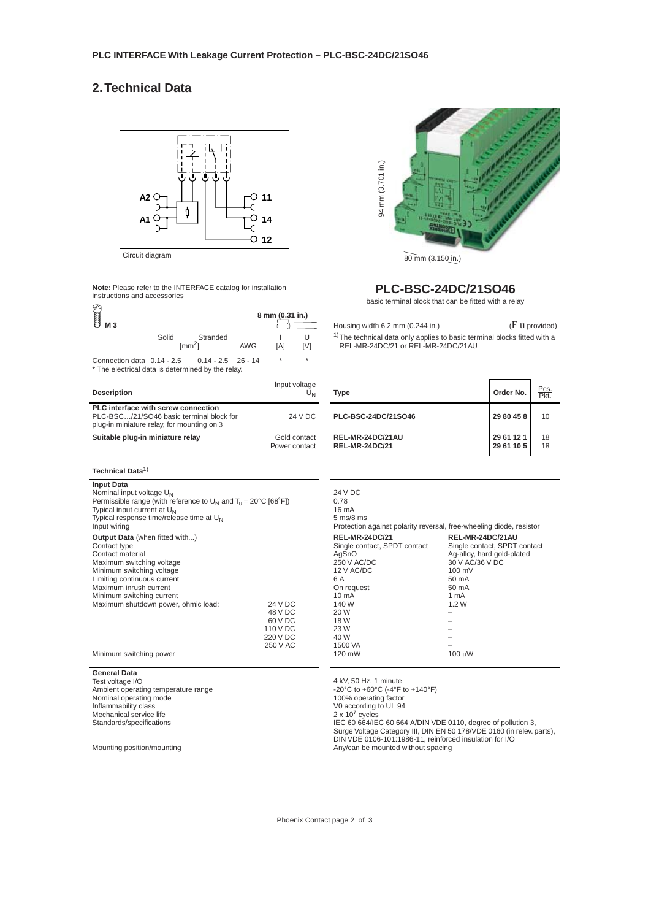## 2. Technical Data

Circuit diagram

A2, A1, 11, 14, 12

94 mm (3.701 in.)

80 mm (3.150 in.)

**Note:** Please refer to the INTERFACE catalog for installation instructions and accessories

## PLC-BSC-24DC/21SO46

basic terminal block that can be fitted with a relay

| M 3 | Solid [mm²] | Stranded [mm²] | AWG | 8 mm (0.31 in.) I [A] | U [V] |
|---|---|---|---|---|---|
| Connection data | 0.14 - 2.5 | 0.14 - 2.5 | 26 - 14 | * | * |

* The electrical data is determined by the relay.

Housing width 6.2 mm (0.244 in.) (F u provided)

1) The technical data only applies to basic terminal blocks fitted with a REL-MR-24DC/21 or REL-MR-24DC/21AU

| Description | Input voltage $U_N$ | Type | Order No. | Pcs. Pkt. |
|---|---|---|---|---|
| **PLC interface with screw connection**<br>PLC-BSC.../21/SO46 basic terminal block for plug-in miniature relay, for mounting on 3 | 24 V DC | **PLC-BSC-24DC/21SO46** | **29 80 45 8** | 10 |
| **Suitable plug-in miniature relay** | Gold contact<br>Power contact | **REL-MR-24DC/21AU**<br>**REL-MR-24DC/21** | **29 61 12 1**<br>**29 61 10 5** | 18<br>18 |

**Technical Data**[1]

| | | | |
|---|---|---|---|
| **Input Data** | | | |
| Nominal input voltage $U_N$ | | 24 V DC | |
| Permissible range (with reference to $U_N$ and $T_u$ = 20°C [68°F]) | | 0.78 | |
| Typical input current at $U_N$ | | 16 mA | |
| Typical response time/release time at $U_N$ | | 5 ms/8 ms | |
| Input wiring | | Protection against polarity reversal, free-wheeling diode, resistor | |
| **Output Data** (when fitted with...) | | **REL-MR-24DC/21** | **REL-MR-24DC/21AU** |
| Contact type | | Single contact, SPDT contact | Single contact, SPDT contact |
| Contact material | | AgSnO | Ag-alloy, hard gold-plated |
| Maximum switching voltage | | 250 V AC/DC | 30 V AC/36 V DC |
| Minimum switching voltage | | 12 V AC/DC | 100 mV |
| Limiting continuous current | | 6 A | 50 mA |
| Maximum inrush current | | On request | 50 mA |
| Minimum switching current | | 10 mA | 1 mA |
| Maximum shutdown power, ohmic load: | 24 V DC | 140 W | 1.2 W |
| | 48 V DC | 20 W | – |
| | 60 V DC | 18 W | – |
| | 110 V DC | 23 W | – |
| | 220 V DC | 40 W | – |
| | 250 V AC | 1500 VA | – |
| Minimum switching power | | 120 mW | 100 μW |
| **General Data** | | | |
| Test voltage I/O | | 4 kV, 50 Hz, 1 minute | |
| Ambient operating temperature range | | -20°C to +60°C (-4°F to +140°F) | |
| Nominal operating mode | | 100% operating factor | |
| Inflammability class | | V0 according to UL 94 | |
| Mechanical service life | | $2 \times 10^7$ cycles | |
| Standards/specifications | | IEC 60 664/IEC 60 664 A/DIN VDE 0110, degree of pollution 3, Surge Voltage Category III, DIN EN 50 178/VDE 0160 (in relev. parts), DIN VDE 0106-101:1986-11, reinforced insulation for I/O | |
| Mounting position/mounting | | Any/can be mounted without spacing | |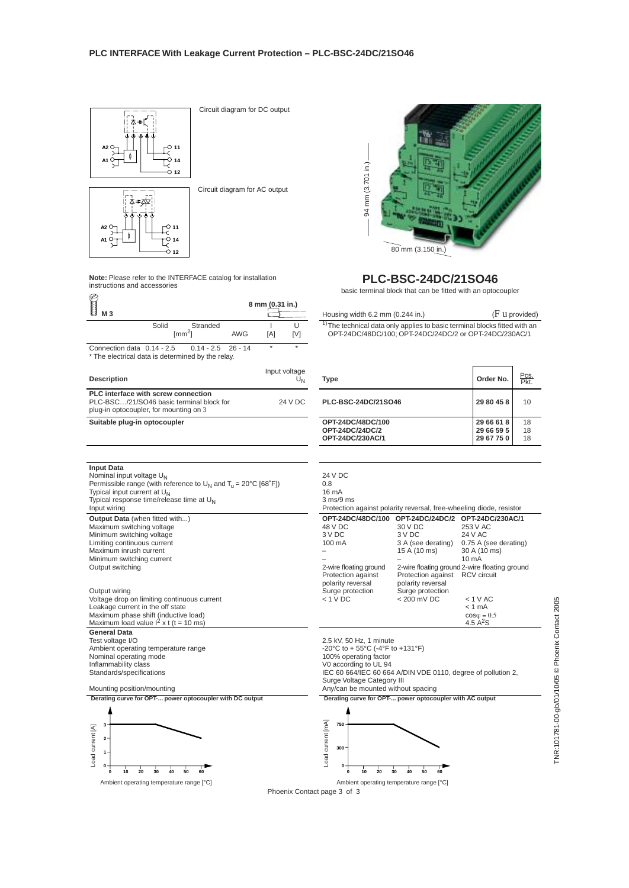## PLC INTERFACE With Leakage Current Protection – PLC-BSC-24DC/21SO46

Circuit diagram for DC output

A2 A1 11 14 12

Circuit diagram for AC output

A2 A1 11 14 12

94 mm (3.701 in.)

80 mm (3.150 in.)

# PLC-BSC-24DC/21SO46

basic terminal block that can be fitted with an optocoupler

**Note:** Please refer to the INTERFACE catalog for installation instructions and accessories

| M 3 | | | | 8 mm (0.31 in.) | |
|---|---|---|---|---|---|
| | Solid | Stranded [mm$^2$] | AWG | I [A] | U [V] |
| Connection data | 0.14 - 2.5 | 0.14 - 2.5 | 26 - 14 | * | * |

* The electrical data is determined by the relay.

Housing width 6.2 mm (0.244 in.) (F U provided)

[1] The technical data only applies to basic terminal blocks fitted with an OPT-24DC/48DC/100; OPT-24DC/24DC/2 or OPT-24DC/230AC/1

| Description | Input voltage $U_N$ | Type | Order No. | Pcs. Pkt. |
|---|---|---|---|---|
| **PLC interface with screw connection** PLC-BSC.../21/SO46 basic terminal block for plug-in optocoupler, for mounting on 3 | 24 V DC | **PLC-BSC-24DC/21SO46** | **29 80 45 8** | 10 |
| **Suitable plug-in optocoupler** | | **OPT-24DC/48DC/100**<br>**OPT-24DC/24DC/2**<br>**OPT-24DC/230AC/1** | **29 66 61 8**<br>**29 66 59 5**<br>**29 67 75 0** | 18<br>18<br>18 |

| **Input Data** | | | |
|---|---|---|---|
| Nominal input voltage $U_N$ | 24 V DC | | |
| Permissible range (with reference to $U_N$ and $T_u$ = 20°C [68°F]) | 0.8 | | |
| Typical input current at $U_N$ | 16 mA | | |
| Typical response time/release time at $U_N$ | 3 ms/9 ms | | |
| Input wiring | Protection against polarity reversal, free-wheeling diode, resistor | | |
| **Output Data** (when fitted with...) | **OPT-24DC/48DC/100** | **OPT-24DC/24DC/2** | **OPT-24DC/230AC/1** |
| Maximum switching voltage | 48 V DC | 30 V DC | 253 V AC |
| Minimum switching voltage | 3 V DC | 3 V DC | 24 V AC |
| Limiting continuous current | 100 mA | 3 A (see derating) | 0.75 A (see derating) |
| Maximum inrush current | – | 15 A (10 ms) | 30 A (10 ms) |
| Minimum switching current | – | – | 10 mA |
| Output switching | 2-wire floating ground | 2-wire floating ground | 2-wire floating ground |
| Output wiring | Protection against polarity reversal, Surge protection | Protection against polarity reversal, Surge protection | RCV circuit |
| Voltage drop on limiting continuous current | < 1 V DC | < 200 mV DC | < 1 V AC |
| Leakage current in the off state | | | < 1 mA |
| Maximum phase shift (inductive load) | | | $\cos\varphi = 0.5$ |
| Maximum load value $I^2 \times t$ (t = 10 ms) | | | 4.5 $A^2S$ |
| **General Data** | | | |
| Test voltage I/O | 2.5 kV, 50 Hz, 1 minute | | |
| Ambient operating temperature range | -20°C to + 55°C (-4°F to +131°F) | | |
| Nominal operating mode | 100% operating factor | | |
| Inflammability class | V0 according to UL 94 | | |
| Standards/specifications | IEC 60 664/IEC 60 664 A/DIN VDE 0110, degree of pollution 2, Surge Voltage Category III | | |
| Mounting position/mounting | Any/can be mounted without spacing | | |

**Derating curve for OPT-... power optocoupler with DC output**

Load current [A]
3
2
1
0
0 10 20 30 40 50 60
Ambient operating temperature range [°C]

**Derating curve for OPT-... power optocoupler with AC output**

Load current [mA]
750
300
0
0 10 20 30 40 50 60
Ambient operating temperature range [°C]

TNR:101781-00-gb/01/10/05 © Phoenix Contact 2005